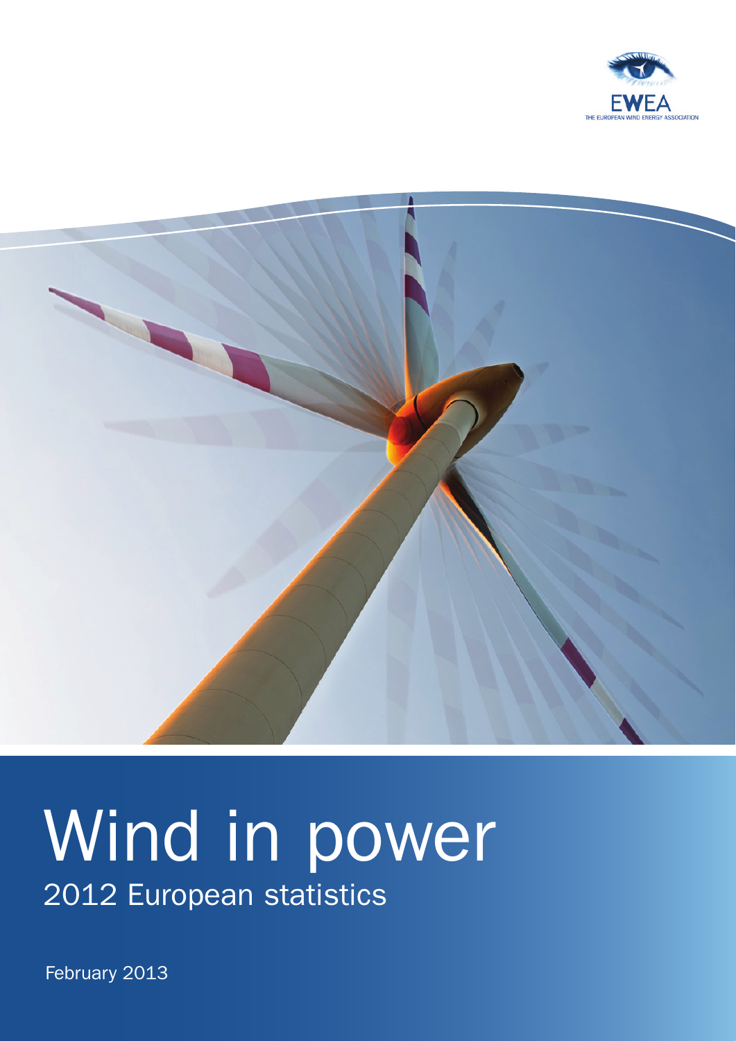EWEA

THE EUROPEAN WIND ENERGY ASSOCIATION

# Wind in power

## 2012 European statistics

February 2013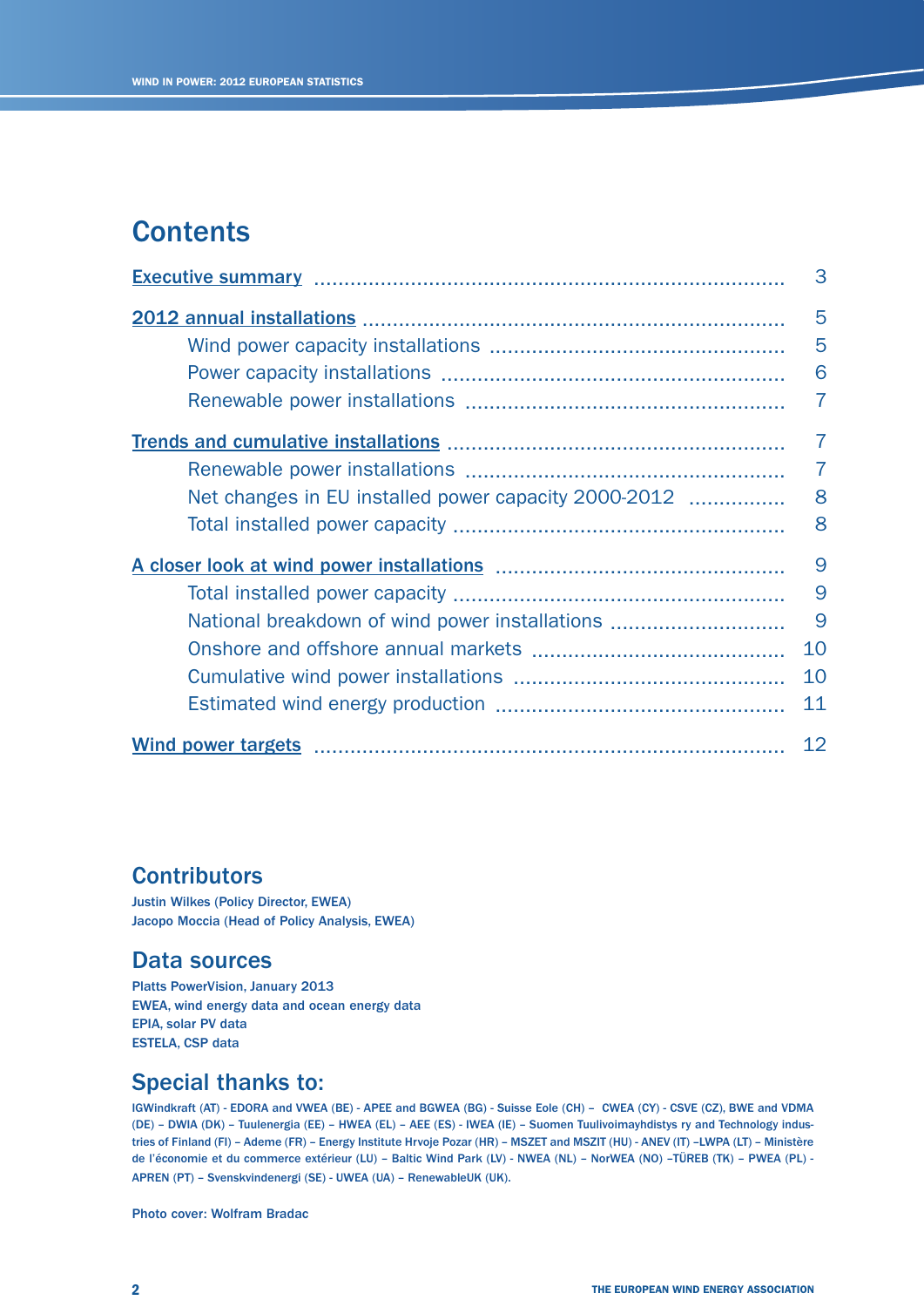# Contents

| | |
|---|---|
| Executive summary | 3 |
| 2012 annual installations | 5 |
| Wind power capacity installations | 5 |
| Power capacity installations | 6 |
| Renewable power installations | 7 |
| Trends and cumulative installations | 7 |
| Renewable power installations | 7 |
| Net changes in EU installed power capacity 2000-2012 | 8 |
| Total installed power capacity | 8 |
| A closer look at wind power installations | 9 |
| Total installed power capacity | 9 |
| National breakdown of wind power installations | 9 |
| Onshore and offshore annual markets | 10 |
| Cumulative wind power installations | 10 |
| Estimated wind energy production | 11 |
| Wind power targets | 12 |

## Contributors

Justin Wilkes (Policy Director, EWEA)
Jacopo Moccia (Head of Policy Analysis, EWEA)

## Data sources

Platts PowerVision, January 2013
EWEA, wind energy data and ocean energy data
EPIA, solar PV data
ESTELA, CSP data

## Special thanks to:

IGWindkraft (AT) - EDORA and VWEA (BE) - APEE and BGWEA (BG) - Suisse Eole (CH) – CWEA (CY) - CSVE (CZ), BWE and VDMA (DE) – DWIA (DK) – Tuulenergia (EE) – HWEA (EL) – AEE (ES) - IWEA (IE) – Suomen Tuulivoimayhdistys ry and Technology industries of Finland (FI) – Ademe (FR) – Energy Institute Hrvoje Pozar (HR) – MSZET and MSZIT (HU) - ANEV (IT) –LWPA (LT) – Ministère de l'économie et du commerce extérieur (LU) – Baltic Wind Park (LV) - NWEA (NL) – NorWEA (NO) –TÜREB (TK) – PWEA (PL) - APREN (PT) – Svenskvindenergi (SE) - UWEA (UA) – RenewableUK (UK).

Photo cover: Wolfram Bradac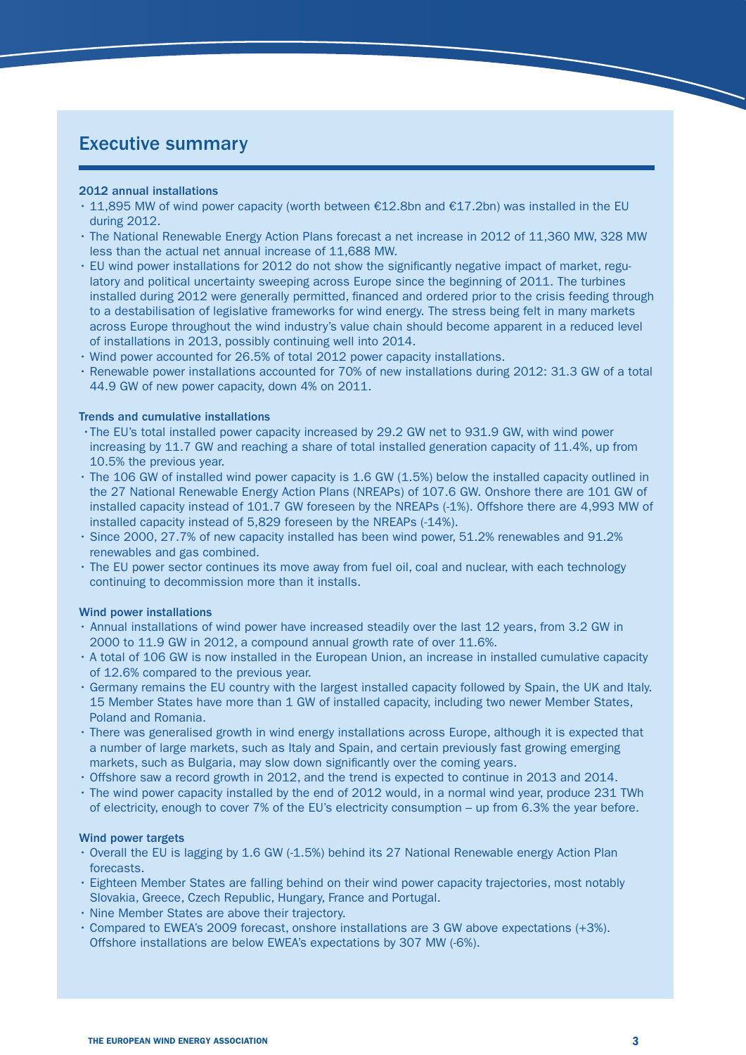## Executive summary

### 2012 annual installations

- 11,895 MW of wind power capacity (worth between €12.8bn and €17.2bn) was installed in the EU during 2012.
- The National Renewable Energy Action Plans forecast a net increase in 2012 of 11,360 MW, 328 MW less than the actual net annual increase of 11,688 MW.
- EU wind power installations for 2012 do not show the significantly negative impact of market, regulatory and political uncertainty sweeping across Europe since the beginning of 2011. The turbines installed during 2012 were generally permitted, financed and ordered prior to the crisis feeding through to a destabilisation of legislative frameworks for wind energy. The stress being felt in many markets across Europe throughout the wind industry's value chain should become apparent in a reduced level of installations in 2013, possibly continuing well into 2014.
- Wind power accounted for 26.5% of total 2012 power capacity installations.
- Renewable power installations accounted for 70% of new installations during 2012: 31.3 GW of a total 44.9 GW of new power capacity, down 4% on 2011.

### Trends and cumulative installations

- The EU's total installed power capacity increased by 29.2 GW net to 931.9 GW, with wind power increasing by 11.7 GW and reaching a share of total installed generation capacity of 11.4%, up from 10.5% the previous year.
- The 106 GW of installed wind power capacity is 1.6 GW (1.5%) below the installed capacity outlined in the 27 National Renewable Energy Action Plans (NREAPs) of 107.6 GW. Onshore there are 101 GW of installed capacity instead of 101.7 GW foreseen by the NREAPs (-1%). Offshore there are 4,993 MW of installed capacity instead of 5,829 foreseen by the NREAPs (-14%).
- Since 2000, 27.7% of new capacity installed has been wind power, 51.2% renewables and 91.2% renewables and gas combined.
- The EU power sector continues its move away from fuel oil, coal and nuclear, with each technology continuing to decommission more than it installs.

### Wind power installations

- Annual installations of wind power have increased steadily over the last 12 years, from 3.2 GW in 2000 to 11.9 GW in 2012, a compound annual growth rate of over 11.6%.
- A total of 106 GW is now installed in the European Union, an increase in installed cumulative capacity of 12.6% compared to the previous year.
- Germany remains the EU country with the largest installed capacity followed by Spain, the UK and Italy. 15 Member States have more than 1 GW of installed capacity, including two newer Member States, Poland and Romania.
- There was generalised growth in wind energy installations across Europe, although it is expected that a number of large markets, such as Italy and Spain, and certain previously fast growing emerging markets, such as Bulgaria, may slow down significantly over the coming years.
- Offshore saw a record growth in 2012, and the trend is expected to continue in 2013 and 2014.
- The wind power capacity installed by the end of 2012 would, in a normal wind year, produce 231 TWh of electricity, enough to cover 7% of the EU's electricity consumption – up from 6.3% the year before.

### Wind power targets

- Overall the EU is lagging by 1.6 GW (-1.5%) behind its 27 National Renewable energy Action Plan forecasts.
- Eighteen Member States are falling behind on their wind power capacity trajectories, most notably Slovakia, Greece, Czech Republic, Hungary, France and Portugal.
- Nine Member States are above their trajectory.
- Compared to EWEA's 2009 forecast, onshore installations are 3 GW above expectations (+3%). Offshore installations are below EWEA's expectations by 307 MW (-6%).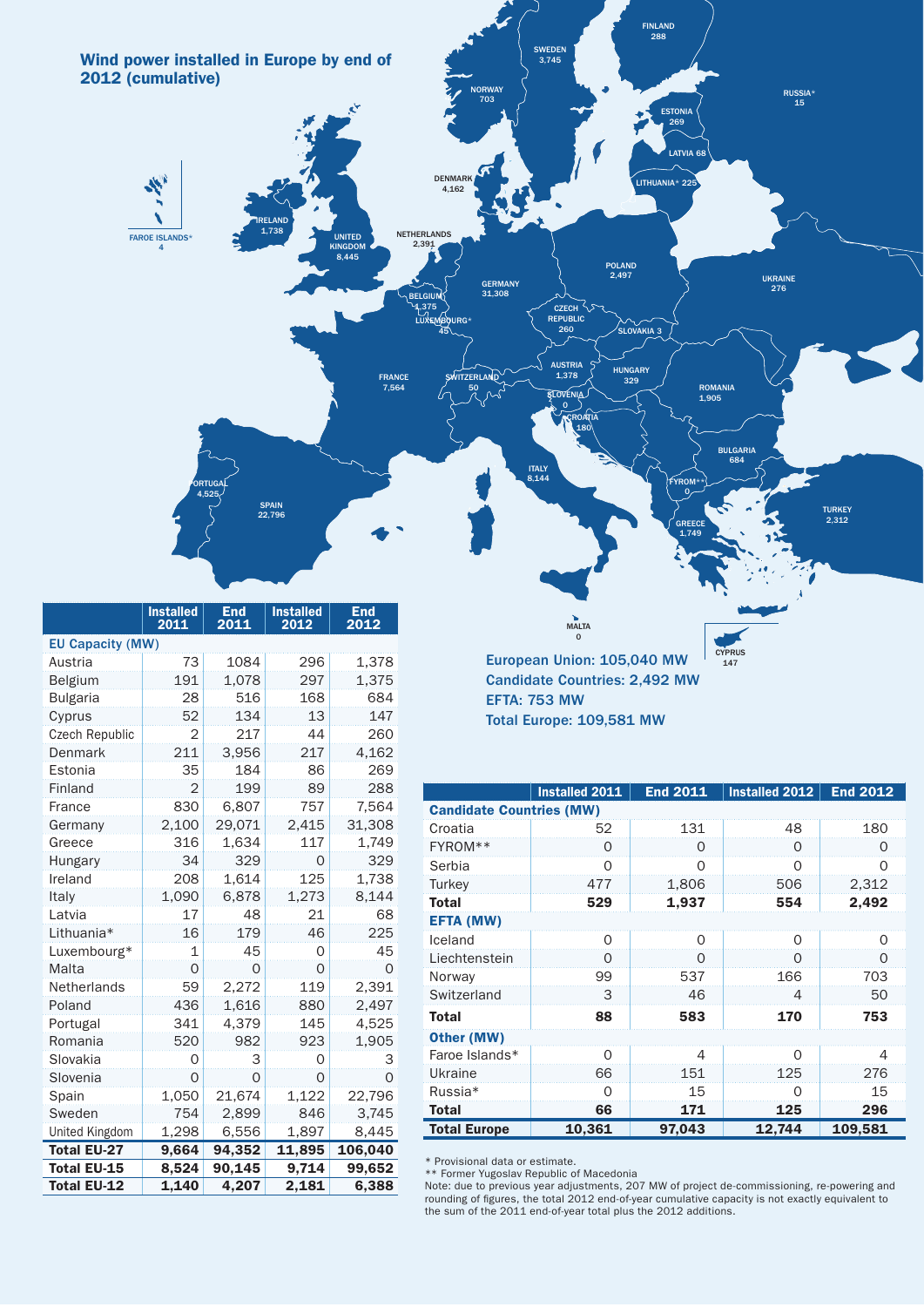## Wind power installed in Europe by end of 2012 (cumulative)

FAROE ISLANDS* 4
IRELAND 1,738
UNITED KINGDOM 8,445
NETHERLANDS 2,391
DENMARK 4,162
NORWAY 703
SWEDEN 3,745
FINLAND 288
RUSSIA* 15
ESTONIA 269
LATVIA 68
LITHUANIA* 225
POLAND 2,497
UKRAINE 276
GERMANY 31,308
BELGIUM 1,375
LUXEMBOURG* 45
CZECH REPUBLIC 260
SLOVAKIA 3
FRANCE 7,564
SWITZERLAND 50
AUSTRIA 1,378
HUNGARY 329
ROMANIA 1,905
SLOVENIA 0
CROATIA 180
BULGARIA 684
PORTUGAL 4,525
SPAIN 22,796
ITALY 8,144
FYROM** 0
TURKEY 2,312
GREECE 1,749
MALTA 0
CYPRUS 147

European Union: 105,040 MW
Candidate Countries: 2,492 MW
EFTA: 753 MW
Total Europe: 109,581 MW

| | Installed 2011 | End 2011 | Installed 2012 | End 2012 |
|---|---|---|---|---|
| **EU Capacity (MW)** | | | | |
| Austria | 73 | 1084 | 296 | 1,378 |
| Belgium | 191 | 1,078 | 297 | 1,375 |
| Bulgaria | 28 | 516 | 168 | 684 |
| Cyprus | 52 | 134 | 13 | 147 |
| Czech Republic | 2 | 217 | 44 | 260 |
| Denmark | 211 | 3,956 | 217 | 4,162 |
| Estonia | 35 | 184 | 86 | 269 |
| Finland | 2 | 199 | 89 | 288 |
| France | 830 | 6,807 | 757 | 7,564 |
| Germany | 2,100 | 29,071 | 2,415 | 31,308 |
| Greece | 316 | 1,634 | 117 | 1,749 |
| Hungary | 34 | 329 | 0 | 329 |
| Ireland | 208 | 1,614 | 125 | 1,738 |
| Italy | 1,090 | 6,878 | 1,273 | 8,144 |
| Latvia | 17 | 48 | 21 | 68 |
| Lithuania* | 16 | 179 | 46 | 225 |
| Luxembourg* | 1 | 45 | 0 | 45 |
| Malta | 0 | 0 | 0 | 0 |
| Netherlands | 59 | 2,272 | 119 | 2,391 |
| Poland | 436 | 1,616 | 880 | 2,497 |
| Portugal | 341 | 4,379 | 145 | 4,525 |
| Romania | 520 | 982 | 923 | 1,905 |
| Slovakia | 0 | 3 | 0 | 3 |
| Slovenia | 0 | 0 | 0 | 0 |
| Spain | 1,050 | 21,674 | 1,122 | 22,796 |
| Sweden | 754 | 2,899 | 846 | 3,745 |
| United Kingdom | 1,298 | 6,556 | 1,897 | 8,445 |
| **Total EU-27** | **9,664** | **94,352** | **11,895** | **106,040** |
| **Total EU-15** | **8,524** | **90,145** | **9,714** | **99,652** |
| **Total EU-12** | **1,140** | **4,207** | **2,181** | **6,388** |

| | Installed 2011 | End 2011 | Installed 2012 | End 2012 |
|---|---|---|---|---|
| **Candidate Countries (MW)** | | | | |
| Croatia | 52 | 131 | 48 | 180 |
| FYROM** | 0 | 0 | 0 | 0 |
| Serbia | 0 | 0 | 0 | 0 |
| Turkey | 477 | 1,806 | 506 | 2,312 |
| **Total** | **529** | **1,937** | **554** | **2,492** |
| **EFTA (MW)** | | | | |
| Iceland | 0 | 0 | 0 | 0 |
| Liechtenstein | 0 | 0 | 0 | 0 |
| Norway | 99 | 537 | 166 | 703 |
| Switzerland | 3 | 46 | 4 | 50 |
| **Total** | **88** | **583** | **170** | **753** |
| **Other (MW)** | | | | |
| Faroe Islands* | 0 | 4 | 0 | 4 |
| Ukraine | 66 | 151 | 125 | 276 |
| Russia* | 0 | 15 | 0 | 15 |
| **Total** | **66** | **171** | **125** | **296** |
| **Total Europe** | **10,361** | **97,043** | **12,744** | **109,581** |

\* Provisional data or estimate.
** Former Yugoslav Republic of Macedonia
Note: due to previous year adjustments, 207 MW of project de-commissioning, re-powering and rounding of figures, the total 2012 end-of-year cumulative capacity is not exactly equivalent to the sum of the 2011 end-of-year total plus the 2012 additions.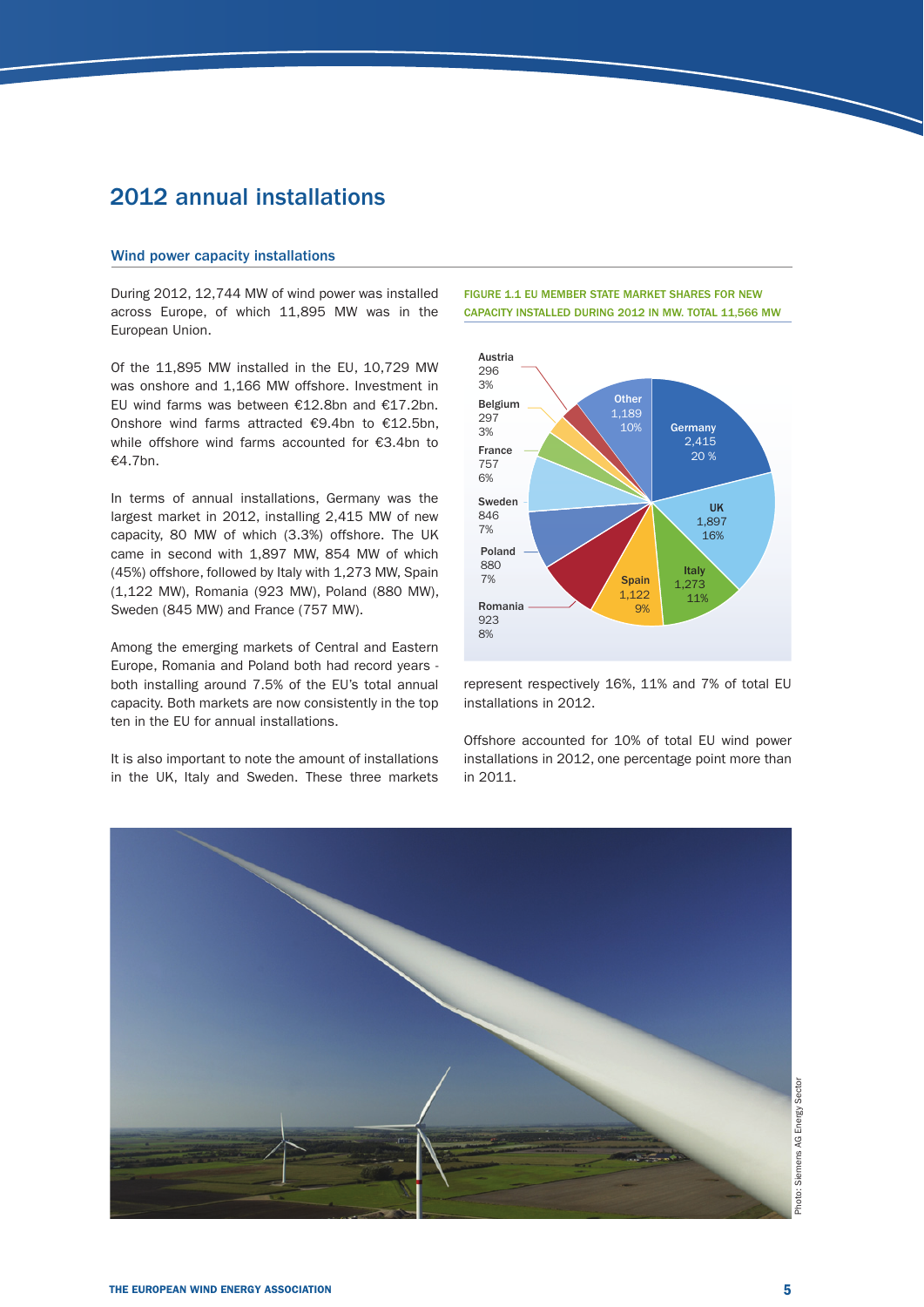# 2012 annual installations

## Wind power capacity installations

During 2012, 12,744 MW of wind power was installed across Europe, of which 11,895 MW was in the European Union.

Of the 11,895 MW installed in the EU, 10,729 MW was onshore and 1,166 MW offshore. Investment in EU wind farms was between €12.8bn and €17.2bn. Onshore wind farms attracted €9.4bn to €12.5bn, while offshore wind farms accounted for €3.4bn to €4.7bn.

In terms of annual installations, Germany was the largest market in 2012, installing 2,415 MW of new capacity, 80 MW of which (3.3%) offshore. The UK came in second with 1,897 MW, 854 MW of which (45%) offshore, followed by Italy with 1,273 MW, Spain (1,122 MW), Romania (923 MW), Poland (880 MW), Sweden (845 MW) and France (757 MW).

Among the emerging markets of Central and Eastern Europe, Romania and Poland both had record years - both installing around 7.5% of the EU's total annual capacity. Both markets are now consistently in the top ten in the EU for annual installations.

It is also important to note the amount of installations in the UK, Italy and Sweden. These three markets represent respectively 16%, 11% and 7% of total EU installations in 2012.

Offshore accounted for 10% of total EU wind power installations in 2012, one percentage point more than in 2011.

FIGURE 1.1 EU MEMBER STATE MARKET SHARES FOR NEW CAPACITY INSTALLED DURING 2012 IN MW. TOTAL 11,566 MW

| Country | MW | Share |
|---|---|---|
| Germany | 2,415 | 20 % |
| UK | 1,897 | 16% |
| Italy | 1,273 | 11% |
| Spain | 1,122 | 9% |
| Romania | 923 | 8% |
| Poland | 880 | 7% |
| Sweden | 846 | 7% |
| France | 757 | 6% |
| Belgium | 297 | 3% |
| Austria | 296 | 3% |
| Other | 1,189 | 10% |

Photo: Siemens AG Energy Sector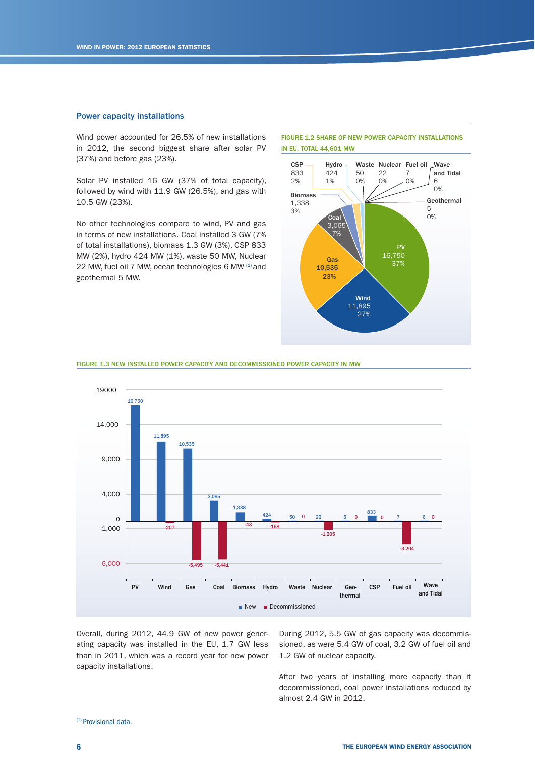## Power capacity installations

Wind power accounted for 26.5% of new installations in 2012, the second biggest share after solar PV (37%) and before gas (23%).

Solar PV installed 16 GW (37% of total capacity), followed by wind with 11.9 GW (26.5%), and gas with 10.5 GW (23%).

No other technologies compare to wind, PV and gas in terms of new installations. Coal installed 3 GW (7% of total installations), biomass 1.3 GW (3%), CSP 833 MW (2%), hydro 424 MW (1%), waste 50 MW, Nuclear 22 MW, fuel oil 7 MW, ocean technologies 6 MW [1] and geothermal 5 MW.

FIGURE 1.2 SHARE OF NEW POWER CAPACITY INSTALLATIONS IN EU. TOTAL 44,601 MW

| Technology | MW | Share |
|---|---|---|
| PV | 16,750 | 37% |
| Wind | 11,895 | 27% |
| Gas | 10,535 | 23% |
| Coal | 3,065 | 7% |
| Biomass | 1,338 | 3% |
| CSP | 833 | 2% |
| Hydro | 424 | 1% |
| Waste | 50 | 0% |
| Nuclear | 22 | 0% |
| Fuel oil | 7 | 0% |
| Wave and Tidal | 6 | 0% |
| Geothermal | 5 | 0% |

FIGURE 1.3 NEW INSTALLED POWER CAPACITY AND DECOMMISSIONED POWER CAPACITY IN MW

| Technology | New | Decommissioned |
|---|---|---|
| PV | 16,750 | |
| Wind | 11,895 | -207 |
| Gas | 10,535 | -5,495 |
| Coal | 3,065 | -5,441 |
| Biomass | 1,338 | -43 |
| Hydro | 424 | -158 |
| Waste | 50 | 0 |
| Nuclear | 22 | -1,205 |
| Geo-thermal | 5 | 0 |
| CSP | 833 | 0 |
| Fuel oil | 7 | -3,204 |
| Wave and Tidal | 6 | 0 |

Overall, during 2012, 44.9 GW of new power generating capacity was installed in the EU, 1.7 GW less than in 2011, which was a record year for new power capacity installations.

During 2012, 5.5 GW of gas capacity was decommissioned, as were 5.4 GW of coal, 3.2 GW of fuel oil and 1.2 GW of nuclear capacity.

After two years of installing more capacity than it decommissioned, coal power installations reduced by almost 2.4 GW in 2012.

[1] Provisional data.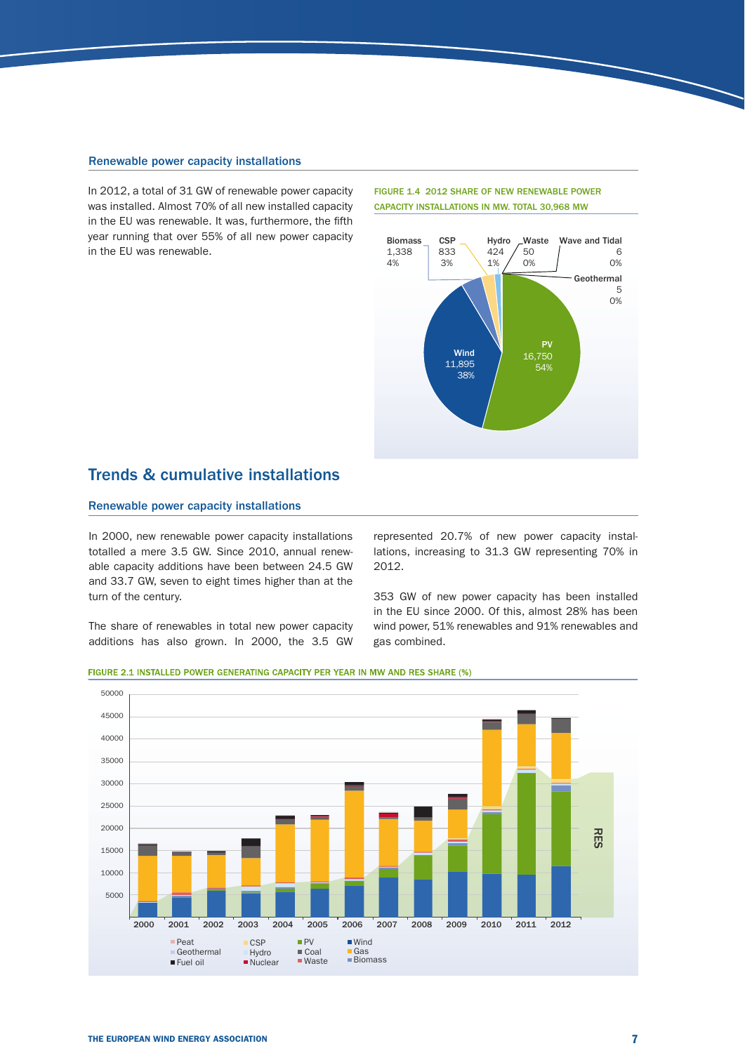### Renewable power capacity installations

In 2012, a total of 31 GW of renewable power capacity was installed. Almost 70% of all new installed capacity in the EU was renewable. It was, furthermore, the fifth year running that over 55% of all new power capacity in the EU was renewable.

FIGURE 1.4 2012 SHARE OF NEW RENEWABLE POWER CAPACITY INSTALLATIONS IN MW. TOTAL 30,968 MW

| Technology | MW | Share |
|---|---|---|
| PV | 16,750 | 54% |
| Wind | 11,895 | 38% |
| Biomass | 1,338 | 4% |
| CSP | 833 | 3% |
| Hydro | 424 | 1% |
| Waste | 50 | 0% |
| Wave and Tidal | 6 | 0% |
| Geothermal | 5 | 0% |

## Trends & cumulative installations

### Renewable power capacity installations

In 2000, new renewable power capacity installations totalled a mere 3.5 GW. Since 2010, annual renewable capacity additions have been between 24.5 GW and 33.7 GW, seven to eight times higher than at the turn of the century.

The share of renewables in total new power capacity additions has also grown. In 2000, the 3.5 GW represented 20.7% of new power capacity installations, increasing to 31.3 GW representing 70% in 2012.

353 GW of new power capacity has been installed in the EU since 2000. Of this, almost 28% has been wind power, 51% renewables and 91% renewables and gas combined.

FIGURE 2.1 INSTALLED POWER GENERATING CAPACITY PER YEAR IN MW AND RES SHARE (%)

Legend: Peat, Geothermal, Fuel oil, CSP, Hydro, Nuclear, PV, Coal, Waste, Wind, Gas, Biomass; RES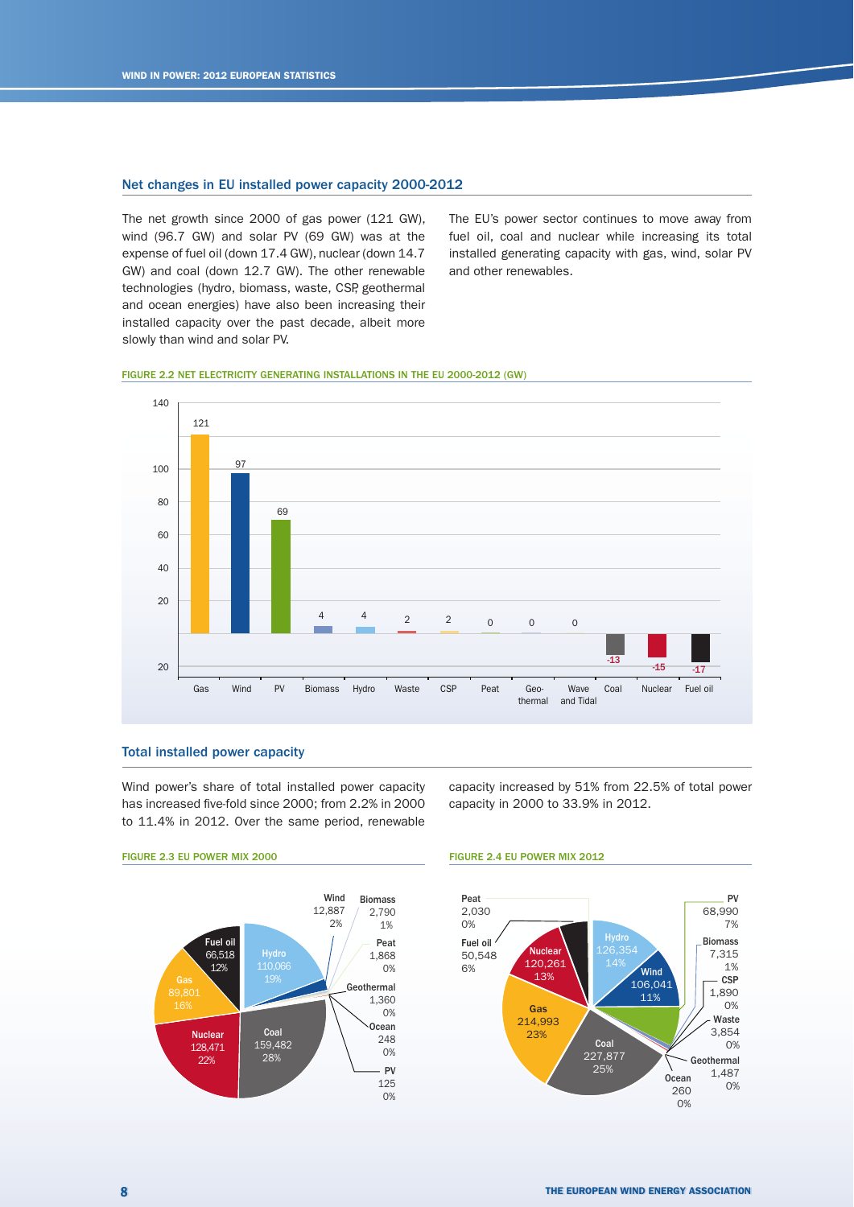## Net changes in EU installed power capacity 2000-2012

The net growth since 2000 of gas power (121 GW), wind (96.7 GW) and solar PV (69 GW) was at the expense of fuel oil (down 17.4 GW), nuclear (down 14.7 GW) and coal (down 12.7 GW). The other renewable technologies (hydro, biomass, waste, CSP, geothermal and ocean energies) have also been increasing their installed capacity over the past decade, albeit more slowly than wind and solar PV.

The EU's power sector continues to move away from fuel oil, coal and nuclear while increasing its total installed generating capacity with gas, wind, solar PV and other renewables.

FIGURE 2.2 NET ELECTRICITY GENERATING INSTALLATIONS IN THE EU 2000-2012 (GW)

| Gas | Wind | PV | Biomass | Hydro | Waste | CSP | Peat | Geo-thermal | Wave and Tidal | Coal | Nuclear | Fuel oil |
|---|---|---|---|---|---|---|---|---|---|---|---|---|
| 121 | 97 | 69 | 4 | 4 | 2 | 2 | 0 | 0 | 0 | -13 | -15 | -17 |

## Total installed power capacity

Wind power's share of total installed power capacity has increased five-fold since 2000; from 2.2% in 2000 to 11.4% in 2012. Over the same period, renewable capacity increased by 51% from 22.5% of total power capacity in 2000 to 33.9% in 2012.

FIGURE 2.3 EU POWER MIX 2000

| Source | MW | Share |
|---|---|---|
| Coal | 159,482 | 28% |
| Nuclear | 128,471 | 22% |
| Hydro | 110,066 | 19% |
| Gas | 89,801 | 16% |
| Fuel oil | 66,518 | 12% |
| Wind | 12,887 | 2% |
| Biomass | 2,790 | 1% |
| Peat | 1,868 | 0% |
| Geothermal | 1,360 | 0% |
| Ocean | 248 | 0% |
| PV | 125 | 0% |

FIGURE 2.4 EU POWER MIX 2012

| Source | MW | Share |
|---|---|---|
| Coal | 227,877 | 25% |
| Gas | 214,993 | 23% |
| Hydro | 126,354 | 14% |
| Nuclear | 120,261 | 13% |
| Wind | 106,041 | 11% |
| PV | 68,990 | 7% |
| Fuel oil | 50,548 | 6% |
| Biomass | 7,315 | 1% |
| Waste | 3,854 | 0% |
| Peat | 2,030 | 0% |
| CSP | 1,890 | 0% |
| Geothermal | 1,487 | 0% |
| Ocean | 260 | 0% |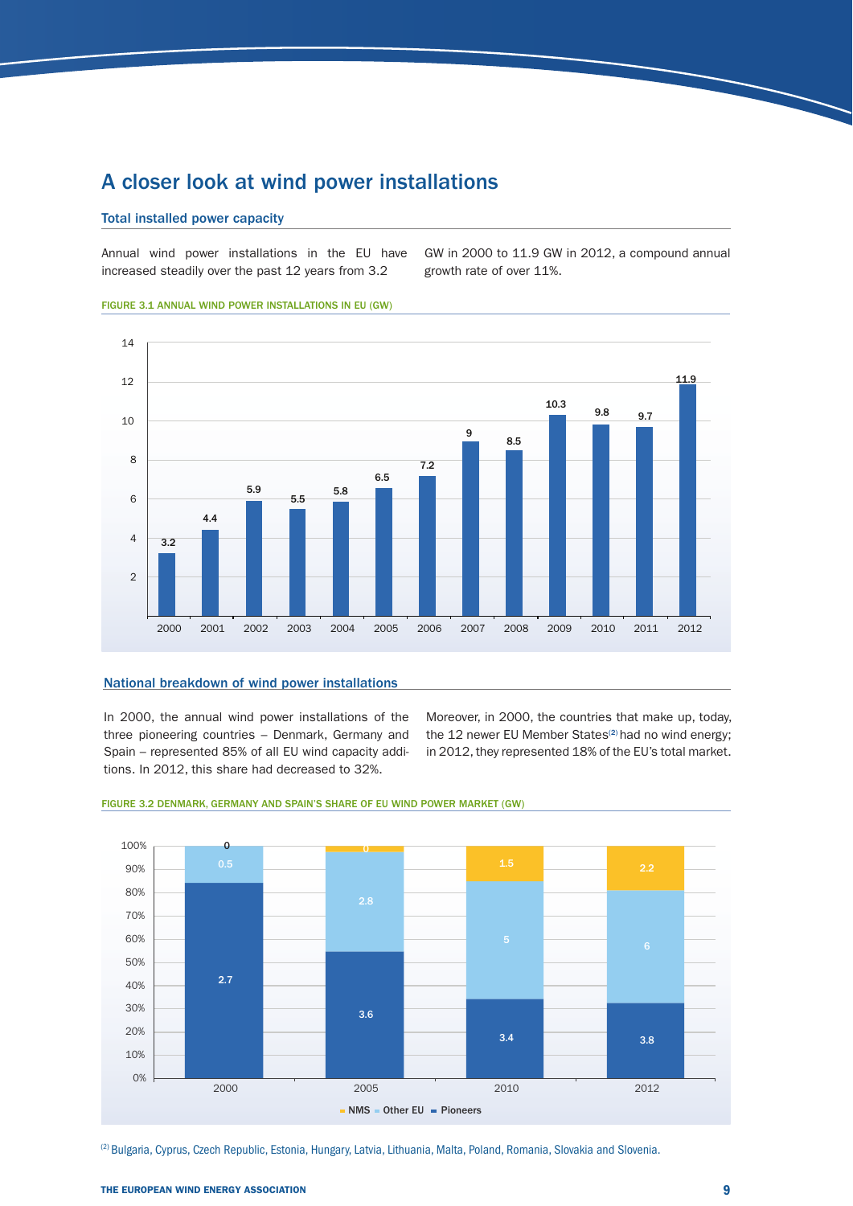# A closer look at wind power installations

## Total installed power capacity

Annual wind power installations in the EU have increased steadily over the past 12 years from 3.2 GW in 2000 to 11.9 GW in 2012, a compound annual growth rate of over 11%.

FIGURE 3.1 ANNUAL WIND POWER INSTALLATIONS IN EU (GW)

| Year | 2000 | 2001 | 2002 | 2003 | 2004 | 2005 | 2006 | 2007 | 2008 | 2009 | 2010 | 2011 | 2012 |
|---|---|---|---|---|---|---|---|---|---|---|---|---|---|
| GW | 3.2 | 4.4 | 5.9 | 5.5 | 5.8 | 6.5 | 7.2 | 9 | 8.5 | 10.3 | 9.8 | 9.7 | 11.9 |

## National breakdown of wind power installations

In 2000, the annual wind power installations of the three pioneering countries – Denmark, Germany and Spain – represented 85% of all EU wind capacity additions. In 2012, this share had decreased to 32%.

Moreover, in 2000, the countries that make up, today, the 12 newer EU Member States[2] had no wind energy; in 2012, they represented 18% of the EU's total market.

FIGURE 3.2 DENMARK, GERMANY AND SPAIN'S SHARE OF EU WIND POWER MARKET (GW)

| | 2000 | 2005 | 2010 | 2012 |
|---|---|---|---|---|
| NMS | 0 | 0 | 1.5 | 2.2 |
| Other EU | 0.5 | 2.8 | 5 | 6 |
| Pioneers | 2.7 | 3.6 | 3.4 | 3.8 |

[2] Bulgaria, Cyprus, Czech Republic, Estonia, Hungary, Latvia, Lithuania, Malta, Poland, Romania, Slovakia and Slovenia.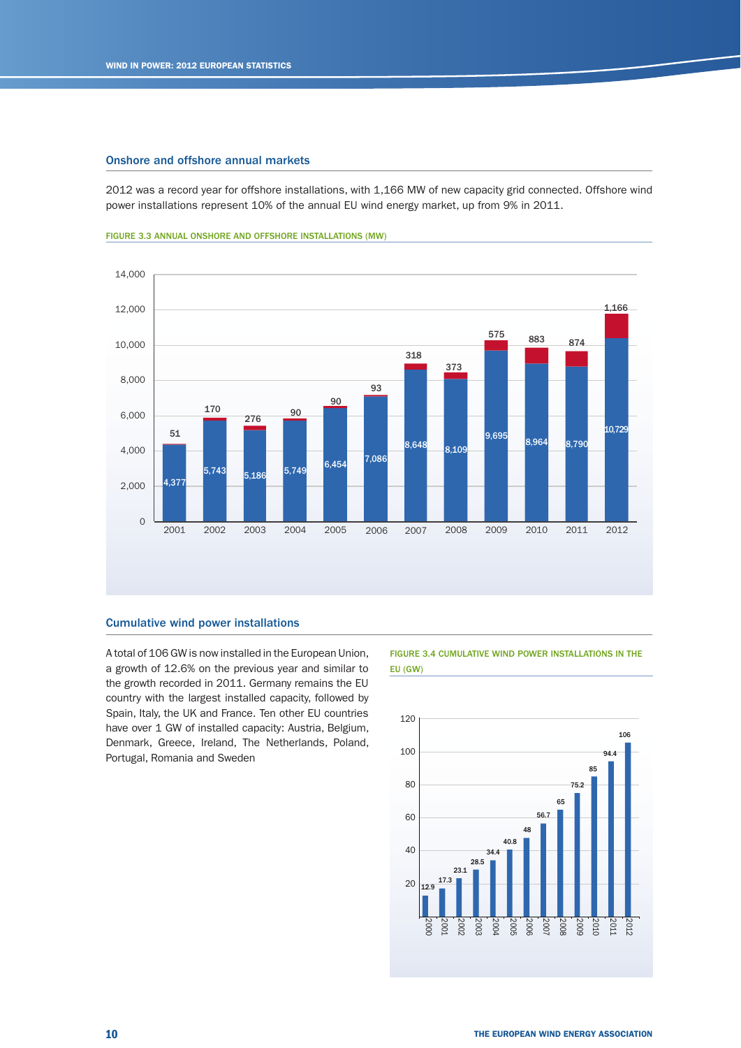## Onshore and offshore annual markets

2012 was a record year for offshore installations, with 1,166 MW of new capacity grid connected. Offshore wind power installations represent 10% of the annual EU wind energy market, up from 9% in 2011.

FIGURE 3.3 ANNUAL ONSHORE AND OFFSHORE INSTALLATIONS (MW)

| Year | Onshore | Offshore |
|---|---|---|
| 2001 | 4,377 | 51 |
| 2002 | 5,743 | 170 |
| 2003 | 5,186 | 276 |
| 2004 | 5,749 | 90 |
| 2005 | 6,454 | 90 |
| 2006 | 7,086 | 93 |
| 2007 | 8,648 | 318 |
| 2008 | 8,109 | 373 |
| 2009 | 9,695 | 575 |
| 2010 | 8,964 | 883 |
| 2011 | 8,790 | 874 |
| 2012 | 10,729 | 1,166 |

## Cumulative wind power installations

A total of 106 GW is now installed in the European Union, a growth of 12.6% on the previous year and similar to the growth recorded in 2011. Germany remains the EU country with the largest installed capacity, followed by Spain, Italy, the UK and France. Ten other EU countries have over 1 GW of installed capacity: Austria, Belgium, Denmark, Greece, Ireland, The Netherlands, Poland, Portugal, Romania and Sweden

FIGURE 3.4 CUMULATIVE WIND POWER INSTALLATIONS IN THE EU (GW)

| Year | GW |
|---|---|
| 2000 | 12.9 |
| 2001 | 17.3 |
| 2002 | 23.1 |
| 2003 | 28.5 |
| 2004 | 34.4 |
| 2005 | 40.8 |
| 2006 | 48 |
| 2007 | 56.7 |
| 2008 | 65 |
| 2009 | 75.2 |
| 2010 | 85 |
| 2011 | 94.4 |
| 2012 | 106 |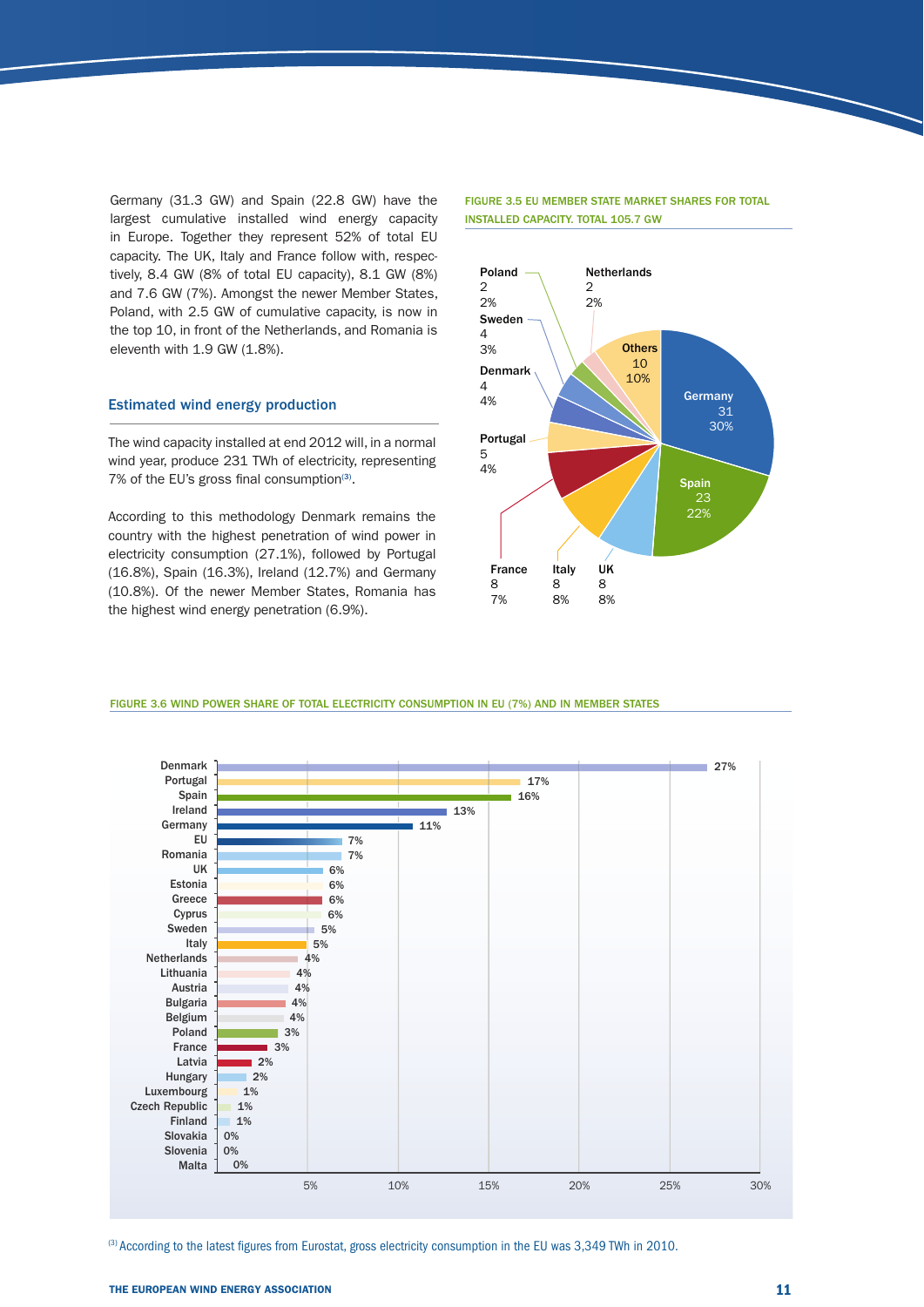Germany (31.3 GW) and Spain (22.8 GW) have the largest cumulative installed wind energy capacity in Europe. Together they represent 52% of total EU capacity. The UK, Italy and France follow with, respectively, 8.4 GW (8% of total EU capacity), 8.1 GW (8%) and 7.6 GW (7%). Amongst the newer Member States, Poland, with 2.5 GW of cumulative capacity, is now in the top 10, in front of the Netherlands, and Romania is eleventh with 1.9 GW (1.8%).

## Estimated wind energy production

The wind capacity installed at end 2012 will, in a normal wind year, produce 231 TWh of electricity, representing 7% of the EU's gross final consumption[3].

According to this methodology Denmark remains the country with the highest penetration of wind power in electricity consumption (27.1%), followed by Portugal (16.8%), Spain (16.3%), Ireland (12.7%) and Germany (10.8%). Of the newer Member States, Romania has the highest wind energy penetration (6.9%).

FIGURE 3.5 EU MEMBER STATE MARKET SHARES FOR TOTAL INSTALLED CAPACITY. TOTAL 105.7 GW

| Country | GW | Share |
|---|---|---|
| Germany | 31 | 30% |
| Spain | 23 | 22% |
| UK | 8 | 8% |
| Italy | 8 | 8% |
| France | 8 | 7% |
| Portugal | 5 | 4% |
| Denmark | 4 | 4% |
| Sweden | 4 | 3% |
| Poland | 2 | 2% |
| Netherlands | 2 | 2% |
| Others | 10 | 10% |

FIGURE 3.6 WIND POWER SHARE OF TOTAL ELECTRICITY CONSUMPTION IN EU (7%) AND IN MEMBER STATES

| Country | Share |
|---|---|
| Denmark | 27% |
| Portugal | 17% |
| Spain | 16% |
| Ireland | 13% |
| Germany | 11% |
| EU | 7% |
| Romania | 7% |
| UK | 6% |
| Estonia | 6% |
| Greece | 6% |
| Cyprus | 6% |
| Sweden | 5% |
| Italy | 5% |
| Netherlands | 4% |
| Lithuania | 4% |
| Austria | 4% |
| Bulgaria | 4% |
| Belgium | 4% |
| Poland | 3% |
| France | 3% |
| Latvia | 2% |
| Hungary | 2% |
| Luxembourg | 1% |
| Czech Republic | 1% |
| Finland | 1% |
| Slovakia | 0% |
| Slovenia | 0% |
| Malta | 0% |

[3] According to the latest figures from Eurostat, gross electricity consumption in the EU was 3,349 TWh in 2010.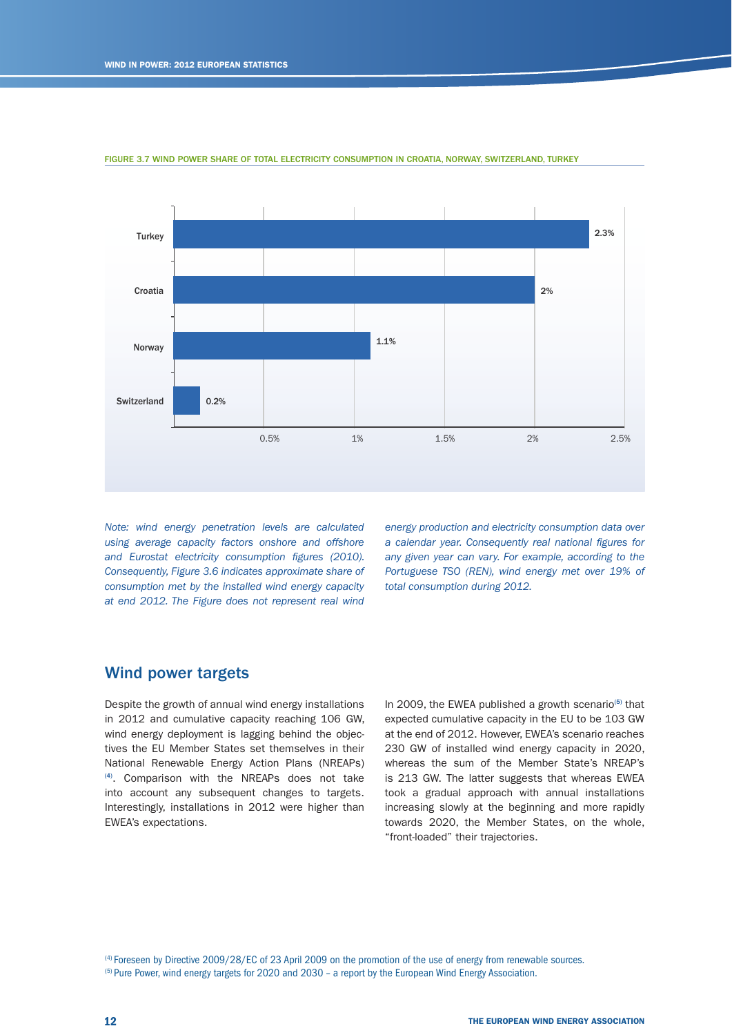FIGURE 3.7 WIND POWER SHARE OF TOTAL ELECTRICITY CONSUMPTION IN CROATIA, NORWAY, SWITZERLAND, TURKEY

| Country | Share |
|---|---|
| Turkey | 2.3% |
| Croatia | 2% |
| Norway | 1.1% |
| Switzerland | 0.2% |

*Note: wind energy penetration levels are calculated using average capacity factors onshore and offshore and Eurostat electricity consumption figures (2010). Consequently, Figure 3.6 indicates approximate share of consumption met by the installed wind energy capacity at end 2012. The Figure does not represent real wind energy production and electricity consumption data over a calendar year. Consequently real national figures for any given year can vary. For example, according to the Portuguese TSO (REN), wind energy met over 19% of total consumption during 2012.*

## Wind power targets

Despite the growth of annual wind energy installations in 2012 and cumulative capacity reaching 106 GW, wind energy deployment is lagging behind the objectives the EU Member States set themselves in their National Renewable Energy Action Plans (NREAPs) [4]. Comparison with the NREAPs does not take into account any subsequent changes to targets. Interestingly, installations in 2012 were higher than EWEA's expectations.

In 2009, the EWEA published a growth scenario[5] that expected cumulative capacity in the EU to be 103 GW at the end of 2012. However, EWEA's scenario reaches 230 GW of installed wind energy capacity in 2020, whereas the sum of the Member State's NREAP's is 213 GW. The latter suggests that whereas EWEA took a gradual approach with annual installations increasing slowly at the beginning and more rapidly towards 2020, the Member States, on the whole, "front-loaded" their trajectories.

[4] Foreseen by Directive 2009/28/EC of 23 April 2009 on the promotion of the use of energy from renewable sources.

[5] Pure Power, wind energy targets for 2020 and 2030 – a report by the European Wind Energy Association.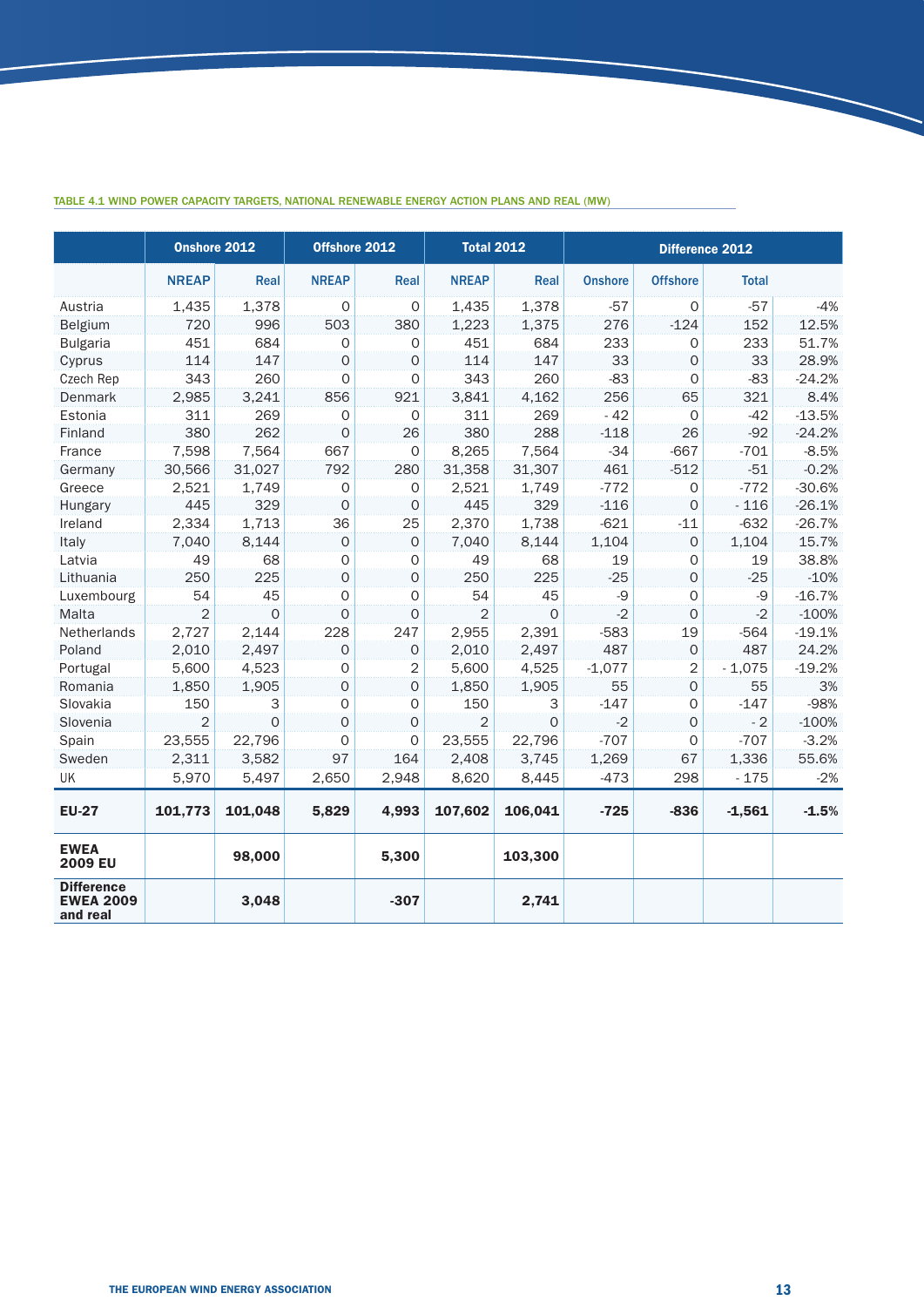TABLE 4.1 WIND POWER CAPACITY TARGETS, NATIONAL RENEWABLE ENERGY ACTION PLANS AND REAL (MW)

| | Onshore 2012 | | Offshore 2012 | | Total 2012 | | Difference 2012 | | | |
|---|---|---|---|---|---|---|---|---|---|---|
| | NREAP | Real | NREAP | Real | NREAP | Real | Onshore | Offshore | Total | |
| Austria | 1,435 | 1,378 | 0 | 0 | 1,435 | 1,378 | -57 | 0 | -57 | -4% |
| Belgium | 720 | 996 | 503 | 380 | 1,223 | 1,375 | 276 | -124 | 152 | 12.5% |
| Bulgaria | 451 | 684 | 0 | 0 | 451 | 684 | 233 | 0 | 233 | 51.7% |
| Cyprus | 114 | 147 | 0 | 0 | 114 | 147 | 33 | 0 | 33 | 28.9% |
| Czech Rep | 343 | 260 | 0 | 0 | 343 | 260 | -83 | 0 | -83 | -24.2% |
| Denmark | 2,985 | 3,241 | 856 | 921 | 3,841 | 4,162 | 256 | 65 | 321 | 8.4% |
| Estonia | 311 | 269 | 0 | 0 | 311 | 269 | - 42 | 0 | -42 | -13.5% |
| Finland | 380 | 262 | 0 | 26 | 380 | 288 | -118 | 26 | -92 | -24.2% |
| France | 7,598 | 7,564 | 667 | 0 | 8,265 | 7,564 | -34 | -667 | -701 | -8.5% |
| Germany | 30,566 | 31,027 | 792 | 280 | 31,358 | 31,307 | 461 | -512 | -51 | -0.2% |
| Greece | 2,521 | 1,749 | 0 | 0 | 2,521 | 1,749 | -772 | 0 | -772 | -30.6% |
| Hungary | 445 | 329 | 0 | 0 | 445 | 329 | -116 | 0 | - 116 | -26.1% |
| Ireland | 2,334 | 1,713 | 36 | 25 | 2,370 | 1,738 | -621 | -11 | -632 | -26.7% |
| Italy | 7,040 | 8,144 | 0 | 0 | 7,040 | 8,144 | 1,104 | 0 | 1,104 | 15.7% |
| Latvia | 49 | 68 | 0 | 0 | 49 | 68 | 19 | 0 | 19 | 38.8% |
| Lithuania | 250 | 225 | 0 | 0 | 250 | 225 | -25 | 0 | -25 | -10% |
| Luxembourg | 54 | 45 | 0 | 0 | 54 | 45 | -9 | 0 | -9 | -16.7% |
| Malta | 2 | 0 | 0 | 0 | 2 | 0 | -2 | 0 | -2 | -100% |
| Netherlands | 2,727 | 2,144 | 228 | 247 | 2,955 | 2,391 | -583 | 19 | -564 | -19.1% |
| Poland | 2,010 | 2,497 | 0 | 0 | 2,010 | 2,497 | 487 | 0 | 487 | 24.2% |
| Portugal | 5,600 | 4,523 | 0 | 2 | 5,600 | 4,525 | -1,077 | 2 | - 1,075 | -19.2% |
| Romania | 1,850 | 1,905 | 0 | 0 | 1,850 | 1,905 | 55 | 0 | 55 | 3% |
| Slovakia | 150 | 3 | 0 | 0 | 150 | 3 | -147 | 0 | -147 | -98% |
| Slovenia | 2 | 0 | 0 | 0 | 2 | 0 | -2 | 0 | - 2 | -100% |
| Spain | 23,555 | 22,796 | 0 | 0 | 23,555 | 22,796 | -707 | 0 | -707 | -3.2% |
| Sweden | 2,311 | 3,582 | 97 | 164 | 2,408 | 3,745 | 1,269 | 67 | 1,336 | 55.6% |
| UK | 5,970 | 5,497 | 2,650 | 2,948 | 8,620 | 8,445 | -473 | 298 | - 175 | -2% |
| **EU-27** | **101,773** | **101,048** | **5,829** | **4,993** | **107,602** | **106,041** | **-725** | **-836** | **-1,561** | **-1.5%** |
| **EWEA 2009 EU** | | **98,000** | | **5,300** | | **103,300** | | | | |
| **Difference EWEA 2009 and real** | | **3,048** | | **-307** | | **2,741** | | | | |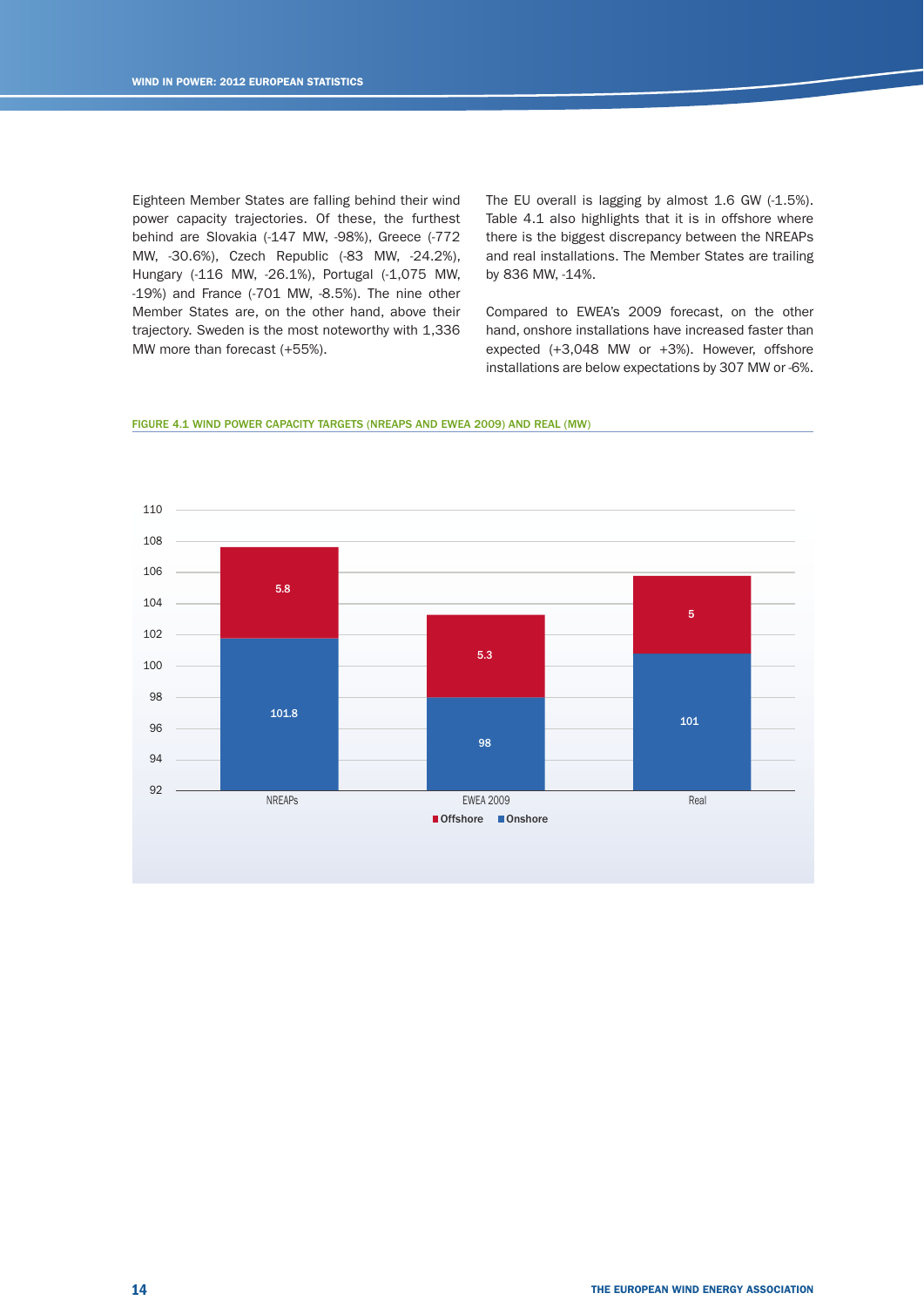Eighteen Member States are falling behind their wind power capacity trajectories. Of these, the furthest behind are Slovakia (-147 MW, -98%), Greece (-772 MW, -30.6%), Czech Republic (-83 MW, -24.2%), Hungary (-116 MW, -26.1%), Portugal (-1,075 MW, -19%) and France (-701 MW, -8.5%). The nine other Member States are, on the other hand, above their trajectory. Sweden is the most noteworthy with 1,336 MW more than forecast (+55%).

The EU overall is lagging by almost 1.6 GW (-1.5%). Table 4.1 also highlights that it is in offshore where there is the biggest discrepancy between the NREAPs and real installations. The Member States are trailing by 836 MW, -14%.

Compared to EWEA's 2009 forecast, on the other hand, onshore installations have increased faster than expected (+3,048 MW or +3%). However, offshore installations are below expectations by 307 MW or -6%.

FIGURE 4.1 WIND POWER CAPACITY TARGETS (NREAPS AND EWEA 2009) AND REAL (MW)

110
108
106
104
102
100
98
96
94
92

5.8
101.8
5.3
98
5
101

NREAPs
EWEA 2009
Real

Offshore
Onshore